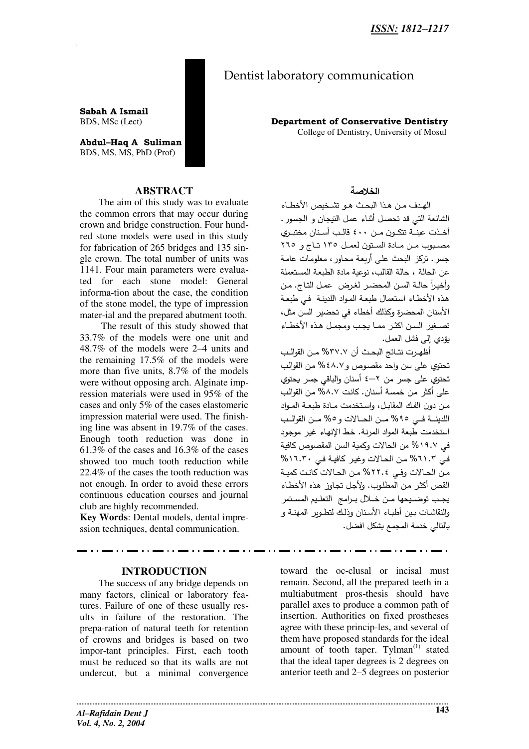# Dentist laboratory communication

**Sabah A Ismail**
BDS, MSc (Lect)

**Abdul–Haq A Suliman**
BDS, MS, MS, PhD (Prof)

**Department of Conservative Dentistry**
College of Dentistry, University of Mosul

## ABSTRACT

The aim of this study was to evaluate the common errors that may occur during crown and bridge construction. Four hundred stone models were used in this study for fabrication of 265 bridges and 135 single crown. The total number of units was 1141. Four main parameters were evaluated for each stone model: General information about the case, the condition of the stone model, the type of impression material and the prepared abutment tooth.

The result of this study showed that 33.7% of the models were one unit and 48.7% of the models were 2–4 units and the remaining 17.5% of the models were more than five units, 8.7% of the models were without opposing arch. Alginate impression materials were used in 95% of the cases and only 5% of the cases elastomeric impression material were used. The finishing line was absent in 19.7% of the cases. Enough tooth reduction was done in 61.3% of the cases and 16.3% of the cases showed too much tooth reduction while 22.4% of the cases the tooth reduction was not enough. In order to avoid these errors continuous education courses and journal club are highly recommended.

**Key Words**: Dental models, dental impression techniques, dental communication.

## الخلاصة

الهدف من هذا البحث هو تشخيص الأخطاء الشائعة التي قد تحصل أثناء عمل التيجان و الجسور. أخذت عينة تتكون من ٤٠٠ قالب أسنان مختبري مصبوب من مادة الستون لعمل ١٣٥ تاج و ٢٦٥ جسر. تركز البحث على أربعة محاور، معلومات عامة عن الحالة ، حالة القالب، نوعية مادة الطبعة المستعملة وأخيراً حالة السن المحضر لغرض عمل التاج. من هذه الأخطاء استعمال طبعة المواد اللدينة في طبعة الأسنان المحضرة وكذلك أخطاء في تحضير السن مثل، تصغير السن اكثر مما يجب ومجمل هذه الأخطاء يؤدي إلى فشل العمل.

أظهرت نتائج البحث أن ٣٧.٧% من القوالب تحتوي على سن واحد مقصوص و٤٨.٧% من القوالب تحتوي على جسر من ٢—٤ أسنان والباقي جسر يحتوي على أكثر من خمسة أسنان. كانت ٨.٧% من القوالب من دون الفك المقابل، واستخدمت مادة طبعة المواد اللدينة في ٩٥% من الحالات و٥% من القوالب استخدمت طبعة المواد المرنة. خط الإنهاء غير موجود في ١٩.٧% من الحالات وكمية السن المقصوص كافية في ٦١.٣% من الحالات وغير كافية في ١٦.٣٠% من الحالات وفي ٢٢.٤% من الحالات كانت كمية القص أكثر من المطلوب. ولأجل تجاوز هذه الأخطاء يجب توضيحها من خلال برامج التعليم المستمر والنقاشات بين أطباء الأسنان وذلك لتطوير المهنة و بالتالي خدمة المجمع بشكل افضل.

## INTRODUCTION

The success of any bridge depends on many factors, clinical or laboratory features. Failure of one of these usually results in failure of the restoration. The preparation of natural teeth for retention of crowns and bridges is based on two important principles. First, each tooth must be reduced so that its walls are not undercut, but a minimal convergence toward the oc-clusal or incisal must remain. Second, all the prepared teeth in a multiabutment prosthesis should have parallel axes to produce a common path of insertion. Authorities on fixed prostheses agree with these principles, and several of them have proposed standards for the ideal amount of tooth taper. Tylman[1] stated that the ideal taper degrees is 2 degrees on anterior teeth and 2–5 degrees on posterior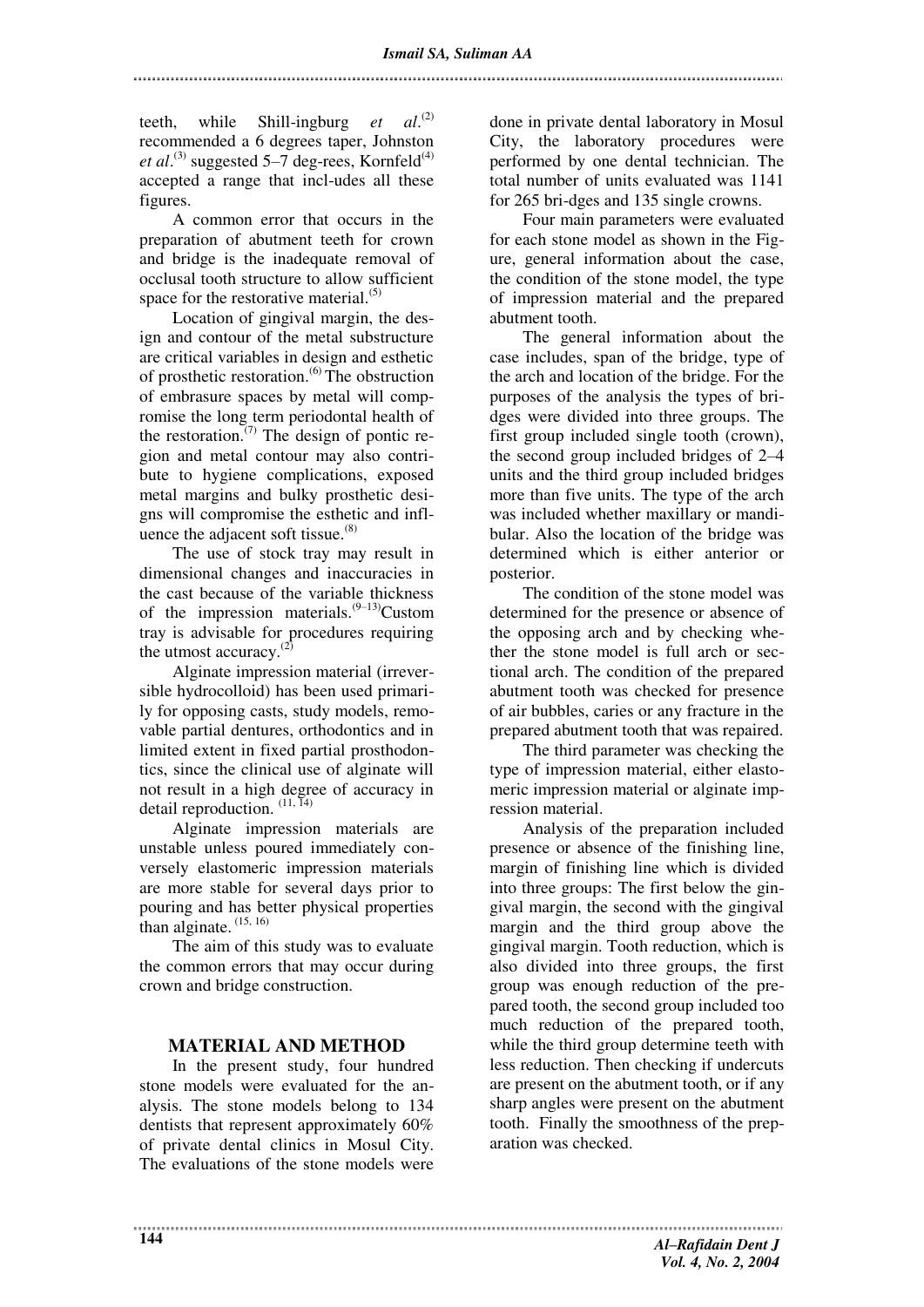teeth, while Shill-ingburg *et al*.[2] recommended a 6 degrees taper, Johnston *et al*.[3] suggested 5–7 deg-rees, Kornfeld[4] accepted a range that incl-udes all these figures.

A common error that occurs in the preparation of abutment teeth for crown and bridge is the inadequate removal of occlusal tooth structure to allow sufficient space for the restorative material.[5]

Location of gingival margin, the des-ign and contour of the metal substructure are critical variables in design and esthetic of prosthetic restoration.[6] The obstruction of embrasure spaces by metal will comp-romise the long term periodontal health of the restoration.[7] The design of pontic re-gion and metal contour may also contri-bute to hygiene complications, exposed metal margins and bulky prosthetic desi-gns will compromise the esthetic and infl-uence the adjacent soft tissue.[8]

The use of stock tray may result in dimensional changes and inaccuracies in the cast because of the variable thickness of the impression materials.[9–13] Custom tray is advisable for procedures requiring the utmost accuracy.[2]

Alginate impression material (irrever-sible hydrocolloid) has been used primari-ly for opposing casts, study models, remo-vable partial dentures, orthodontics and in limited extent in fixed partial prosthodon-tics, since the clinical use of alginate will not result in a high degree of accuracy in detail reproduction.[11, 14]

Alginate impression materials are unstable unless poured immediately con-versely elastomeric impression materials are more stable for several days prior to pouring and has better physical properties than alginate.[15, 16]

The aim of this study was to evaluate the common errors that may occur during crown and bridge construction.

## MATERIAL AND METHOD

In the present study, four hundred stone models were evaluated for the an-alysis. The stone models belong to 134 dentists that represent approximately 60% of private dental clinics in Mosul City. The evaluations of the stone models were done in private dental laboratory in Mosul City, the laboratory procedures were performed by one dental technician. The total number of units evaluated was 1141 for 265 bri-dges and 135 single crowns.

Four main parameters were evaluated for each stone model as shown in the Fig-ure, general information about the case, the condition of the stone model, the type of impression material and the prepared abutment tooth.

The general information about the case includes, span of the bridge, type of the arch and location of the bridge. For the purposes of the analysis the types of bri-dges were divided into three groups. The first group included single tooth (crown), the second group included bridges of 2–4 units and the third group included bridges more than five units. The type of the arch was included whether maxillary or mandi-bular. Also the location of the bridge was determined which is either anterior or posterior.

The condition of the stone model was determined for the presence or absence of the opposing arch and by checking whe-ther the stone model is full arch or sec-tional arch. The condition of the prepared abutment tooth was checked for presence of air bubbles, caries or any fracture in the prepared abutment tooth that was repaired.

The third parameter was checking the type of impression material, either elasto-meric impression material or alginate imp-ression material.

Analysis of the preparation included presence or absence of the finishing line, margin of finishing line which is divided into three groups: The first below the gin-gival margin, the second with the gingival margin and the third group above the gingival margin. Tooth reduction, which is also divided into three groups, the first group was enough reduction of the pre-pared tooth, the second group included too much reduction of the prepared tooth, while the third group determine teeth with less reduction. Then checking if undercuts are present on the abutment tooth, or if any sharp angles were present on the abutment tooth. Finally the smoothness of the prep-aration was checked.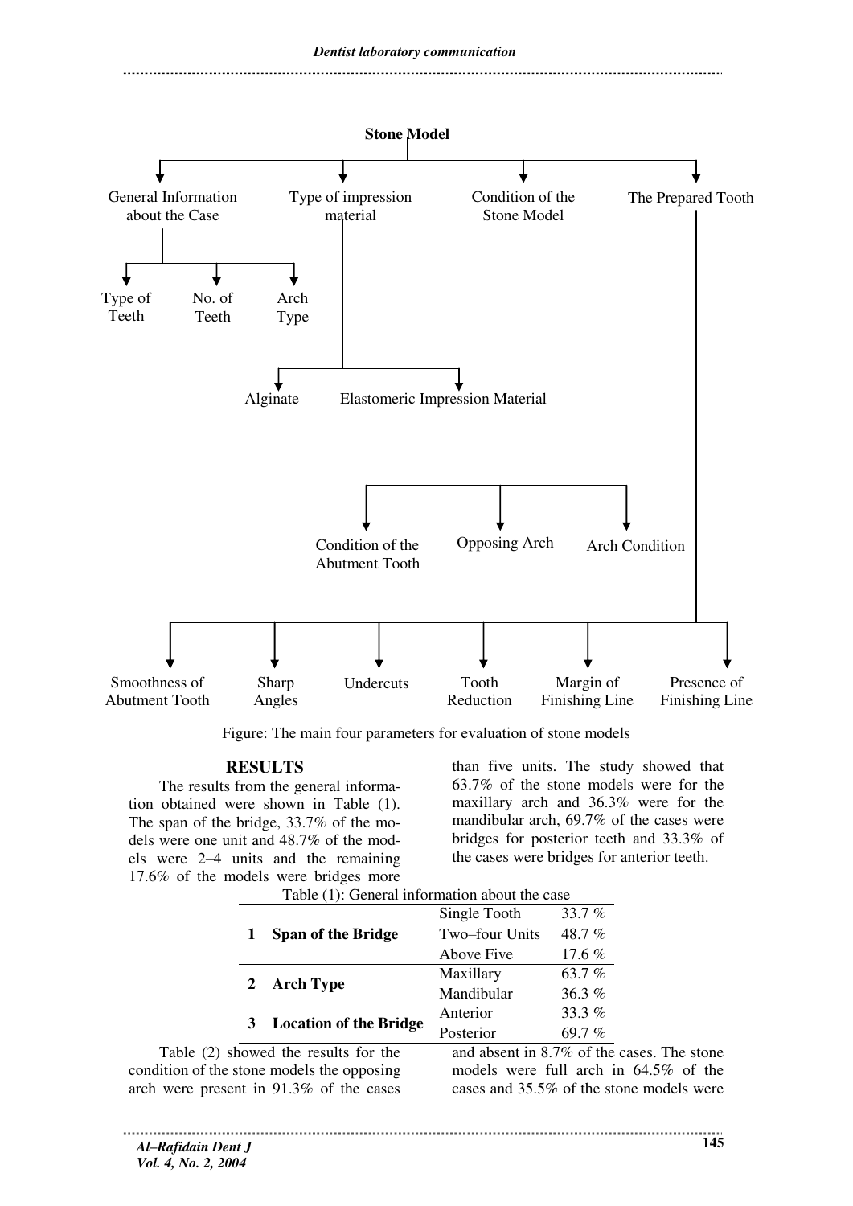Stone Model

- General Information about the Case
  - Type of Teeth
  - No. of Teeth
  - Arch Type
- Type of impression material
  - Alginate
  - Elastomeric Impression Material
- Condition of the Stone Model
  - Condition of the Abutment Tooth
  - Opposing Arch
  - Arch Condition
- The Prepared Tooth
  - Smoothness of Abutment Tooth
  - Sharp Angles
  - Undercuts
  - Tooth Reduction
  - Margin of Finishing Line
  - Presence of Finishing Line

Figure: The main four parameters for evaluation of stone models

## RESULTS

The results from the general information obtained were shown in Table (1). The span of the bridge, 33.7% of the models were one unit and 48.7% of the models were 2–4 units and the remaining 17.6% of the models were bridges more than five units. The study showed that 63.7% of the stone models were for the maxillary arch and 36.3% were for the mandibular arch, 69.7% of the cases were bridges for posterior teeth and 33.3% of the cases were bridges for anterior teeth.

Table (1): General information about the case

| | | | |
|---|---|---|---|
| 1 | **Span of the Bridge** | Single Tooth | 33.7 % |
| | | Two–four Units | 48.7 % |
| | | Above Five | 17.6 % |
| 2 | **Arch Type** | Maxillary | 63.7 % |
| | | Mandibular | 36.3 % |
| 3 | **Location of the Bridge** | Anterior | 33.3 % |
| | | Posterior | 69.7 % |

Table (2) showed the results for the condition of the stone models the opposing arch were present in 91.3% of the cases and absent in 8.7% of the cases. The stone models were full arch in 64.5% of the cases and 35.5% of the stone models were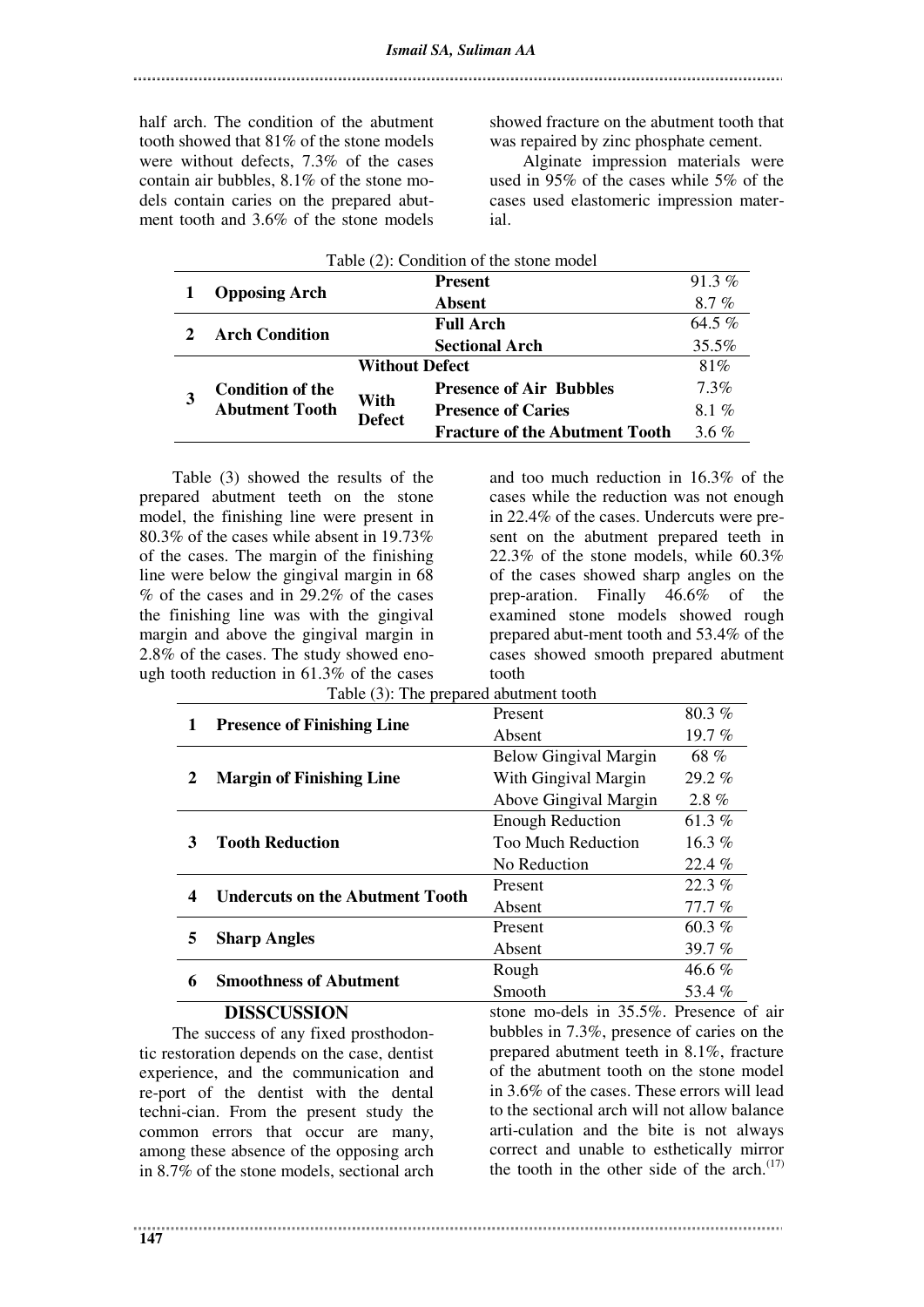half arch. The condition of the abutment tooth showed that 81% of the stone models were without defects, 7.3% of the cases contain air bubbles, 8.1% of the stone models contain caries on the prepared abutment tooth and 3.6% of the stone models showed fracture on the abutment tooth that was repaired by zinc phosphate cement.

Alginate impression materials were used in 95% of the cases while 5% of the cases used elastomeric impression material.

Table (2): Condition of the stone model

| | | | | |
|---|---|---|---|---|
| 1 | **Opposing Arch** | | **Present** | 91.3 % |
| | | | **Absent** | 8.7 % |
| 2 | **Arch Condition** | | **Full Arch** | 64.5 % |
| | | | **Sectional Arch** | 35.5% |
| 3 | **Condition of the Abutment Tooth** | **Without Defect** | | 81% |
| | | **With Defect** | **Presence of Air Bubbles** | 7.3% |
| | | | **Presence of Caries** | 8.1 % |
| | | | **Fracture of the Abutment Tooth** | 3.6 % |

Table (3) showed the results of the prepared abutment teeth on the stone model, the finishing line were present in 80.3% of the cases while absent in 19.73% of the cases. The margin of the finishing line were below the gingival margin in 68 % of the cases and in 29.2% of the cases the finishing line was with the gingival margin and above the gingival margin in 2.8% of the cases. The study showed enough tooth reduction in 61.3% of the cases and too much reduction in 16.3% of the cases while the reduction was not enough in 22.4% of the cases. Undercuts were present on the abutment prepared teeth in 22.3% of the stone models, while 60.3% of the cases showed sharp angles on the preparation. Finally 46.6% of the examined stone models showed rough prepared abutment tooth and 53.4% of the cases showed smooth prepared abutment tooth

Table (3): The prepared abutment tooth

| | | | |
|---|---|---|---|
| 1 | **Presence of Finishing Line** | Present | 80.3 % |
| | | Absent | 19.7 % |
| 2 | **Margin of Finishing Line** | Below Gingival Margin | 68 % |
| | | With Gingival Margin | 29.2 % |
| | | Above Gingival Margin | 2.8 % |
| 3 | **Tooth Reduction** | Enough Reduction | 61.3 % |
| | | Too Much Reduction | 16.3 % |
| | | No Reduction | 22.4 % |
| 4 | **Undercuts on the Abutment Tooth** | Present | 22.3 % |
| | | Absent | 77.7 % |
| 5 | **Sharp Angles** | Present | 60.3 % |
| | | Absent | 39.7 % |
| 6 | **Smoothness of Abutment** | Rough | 46.6 % |
| | | Smooth | 53.4 % |

## DISSCUSSION

The success of any fixed prosthodontic restoration depends on the case, dentist experience, and the communication and report of the dentist with the dental technician. From the present study the common errors that occur are many, among these absence of the opposing arch in 8.7% of the stone models, sectional arch stone models in 35.5%. Presence of air bubbles in 7.3%, presence of caries on the prepared abutment teeth in 8.1%, fracture of the abutment tooth on the stone model in 3.6% of the cases. These errors will lead to the sectional arch will not allow balance articulation and the bite is not always correct and unable to esthetically mirror the tooth in the other side of the arch.[17]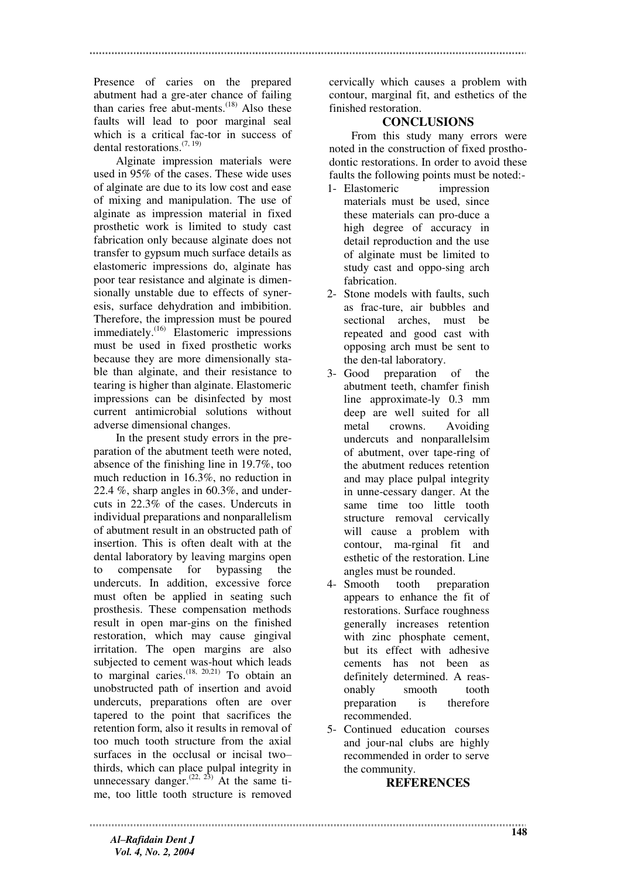Presence of caries on the prepared abutment had a gre-ater chance of failing than caries free abut-ments.[18] Also these faults will lead to poor marginal seal which is a critical fac-tor in success of dental restorations.[7, 19]

Alginate impression materials were used in 95% of the cases. These wide uses of alginate are due to its low cost and ease of mixing and manipulation. The use of alginate as impression material in fixed prosthetic work is limited to study cast fabrication only because alginate does not transfer to gypsum much surface details as elastomeric impressions do, alginate has poor tear resistance and alginate is dimensionally unstable due to effects of syneresis, surface dehydration and imbibition. Therefore, the impression must be poured immediately.[16] Elastomeric impressions must be used in fixed prosthetic works because they are more dimensionally stable than alginate, and their resistance to tearing is higher than alginate. Elastomeric impressions can be disinfected by most current antimicrobial solutions without adverse dimensional changes.

In the present study errors in the preparation of the abutment teeth were noted, absence of the finishing line in 19.7%, too much reduction in 16.3%, no reduction in 22.4 %, sharp angles in 60.3%, and undercuts in 22.3% of the cases. Undercuts in individual preparations and nonparallelism of abutment result in an obstructed path of insertion. This is often dealt with at the dental laboratory by leaving margins open to compensate for bypassing the undercuts. In addition, excessive force must often be applied in seating such prosthesis. These compensation methods result in open mar-gins on the finished restoration, which may cause gingival irritation. The open margins are also subjected to cement was-hout which leads to marginal caries.[18, 20,21] To obtain an unobstructed path of insertion and avoid undercuts, preparations often are over tapered to the point that sacrifices the retention form, also it results in removal of too much tooth structure from the axial surfaces in the occlusal or incisal two–thirds, which can place pulpal integrity in unnecessary danger.[22, 23] At the same ti-me, too little tooth structure is removed cervically which causes a problem with contour, marginal fit, and esthetics of the finished restoration.

## CONCLUSIONS

From this study many errors were noted in the construction of fixed prosthodontic restorations. In order to avoid these faults the following points must be noted:-

1- Elastomeric impression materials must be used, since these materials can pro-duce a high degree of accuracy in detail reproduction and the use of alginate must be limited to study cast and oppo-sing arch fabrication.
2- Stone models with faults, such as frac-ture, air bubbles and sectional arches, must be repeated and good cast with opposing arch must be sent to the den-tal laboratory.
3- Good preparation of the abutment teeth, chamfer finish line approximate-ly 0.3 mm deep are well suited for all metal crowns. Avoiding undercuts and nonparallelsim of abutment, over tape-ring of the abutment reduces retention and may place pulpal integrity in unne-cessary danger. At the same time too little tooth structure removal cervically will cause a problem with contour, ma-rginal fit and esthetic of the restoration. Line angles must be rounded.
4- Smooth tooth preparation appears to enhance the fit of restorations. Surface roughness generally increases retention with zinc phosphate cement, but its effect with adhesive cements has not been as definitely determined. A reas-onably smooth tooth preparation is therefore recommended.
5- Continued education courses and jour-nal clubs are highly recommended in order to serve the community.

## REFERENCES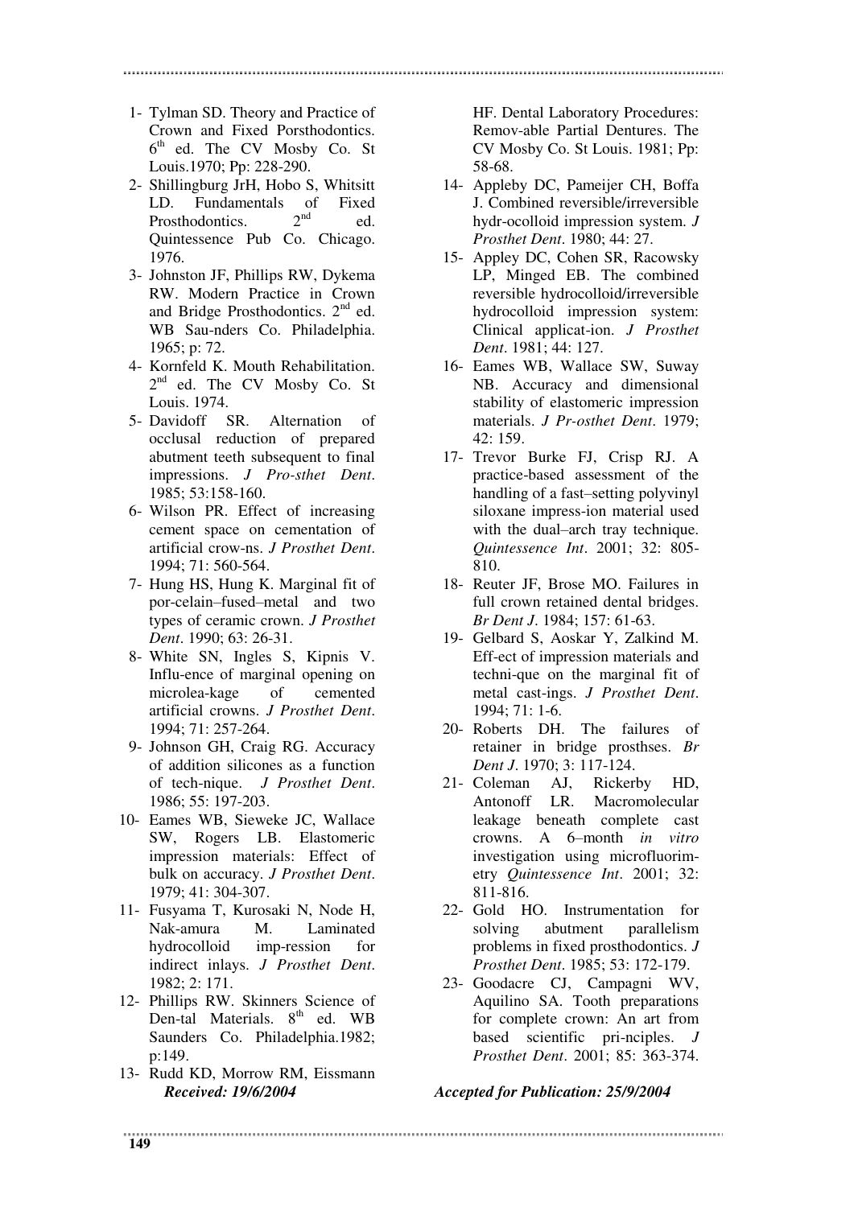1- Tylman SD. Theory and Practice of Crown and Fixed Porsthodontics. 6th ed. The CV Mosby Co. St Louis.1970; Pp: 228-290.

2- Shillingburg JrH, Hobo S, Whitsitt LD. Fundamentals of Fixed Prosthodontics. 2nd ed. Quintessence Pub Co. Chicago. 1976.

3- Johnston JF, Phillips RW, Dykema RW. Modern Practice in Crown and Bridge Prosthodontics. 2nd ed. WB Sau-nders Co. Philadelphia. 1965; p: 72.

4- Kornfeld K. Mouth Rehabilitation. 2nd ed. The CV Mosby Co. St Louis. 1974.

5- Davidoff SR. Alternation of occlusal reduction of prepared abutment teeth subsequent to final impressions. *J Pro-sthet Dent*. 1985; 53:158-160.

6- Wilson PR. Effect of increasing cement space on cementation of artificial crow-ns. *J Prosthet Dent*. 1994; 71: 560-564.

7- Hung HS, Hung K. Marginal fit of por-celain–fused–metal and two types of ceramic crown. *J Prosthet Dent*. 1990; 63: 26-31.

8- White SN, Ingles S, Kipnis V. Influ-ence of marginal opening on microlea-kage of cemented artificial crowns. *J Prosthet Dent*. 1994; 71: 257-264.

9- Johnson GH, Craig RG. Accuracy of addition silicones as a function of tech-nique. *J Prosthet Dent*. 1986; 55: 197-203.

10- Eames WB, Sieweke JC, Wallace SW, Rogers LB. Elastomeric impression materials: Effect of bulk on accuracy. *J Prosthet Dent*. 1979; 41: 304-307.

11- Fusyama T, Kurosaki N, Node H, Nak-amura M. Laminated hydrocolloid imp-ression for indirect inlays. *J Prosthet Dent*. 1982; 2: 171.

12- Phillips RW. Skinners Science of Den-tal Materials. 8th ed. WB Saunders Co. Philadelphia.1982; p:149.

13- Rudd KD, Morrow RM, Eissmann HF. Dental Laboratory Procedures: Remov-able Partial Dentures. The CV Mosby Co. St Louis. 1981; Pp: 58-68.

14- Appleby DC, Pameijer CH, Boffa J. Combined reversible/irreversible hydr-ocolloid impression system. *J Prosthet Dent*. 1980; 44: 27.

15- Appley DC, Cohen SR, Racowsky LP, Minged EB. The combined reversible hydrocolloid/irreversible hydrocolloid impression system: Clinical applicat-ion. *J Prosthet Dent*. 1981; 44: 127.

16- Eames WB, Wallace SW, Suway NB. Accuracy and dimensional stability of elastomeric impression materials. *J Pr-osthet Dent*. 1979; 42: 159.

17- Trevor Burke FJ, Crisp RJ. A practice-based assessment of the handling of a fast–setting polyvinyl siloxane impress-ion material used with the dual–arch tray technique. *Quintessence Int*. 2001; 32: 805-810.

18- Reuter JF, Brose MO. Failures in full crown retained dental bridges. *Br Dent J*. 1984; 157: 61-63.

19- Gelbard S, Aoskar Y, Zalkind M. Eff-ect of impression materials and techni-que on the marginal fit of metal cast-ings. *J Prosthet Dent*. 1994; 71: 1-6.

20- Roberts DH. The failures of retainer in bridge prosthses. *Br Dent J*. 1970; 3: 117-124.

21- Coleman AJ, Rickerby HD, Antonoff LR. Macromolecular leakage beneath complete cast crowns. A 6–month *in vitro* investigation using microfluorim-etry *Quintessence Int*. 2001; 32: 811-816.

22- Gold HO. Instrumentation for solving abutment parallelism problems in fixed prosthodontics. *J Prosthet Dent*. 1985; 53: 172-179.

23- Goodacre CJ, Campagni WV, Aquilino SA. Tooth preparations for complete crown: An art from based scientific pri-nciples. *J Prosthet Dent*. 2001; 85: 363-374.

***Received: 19/6/2004*** ***Accepted for Publication: 25/9/2004***